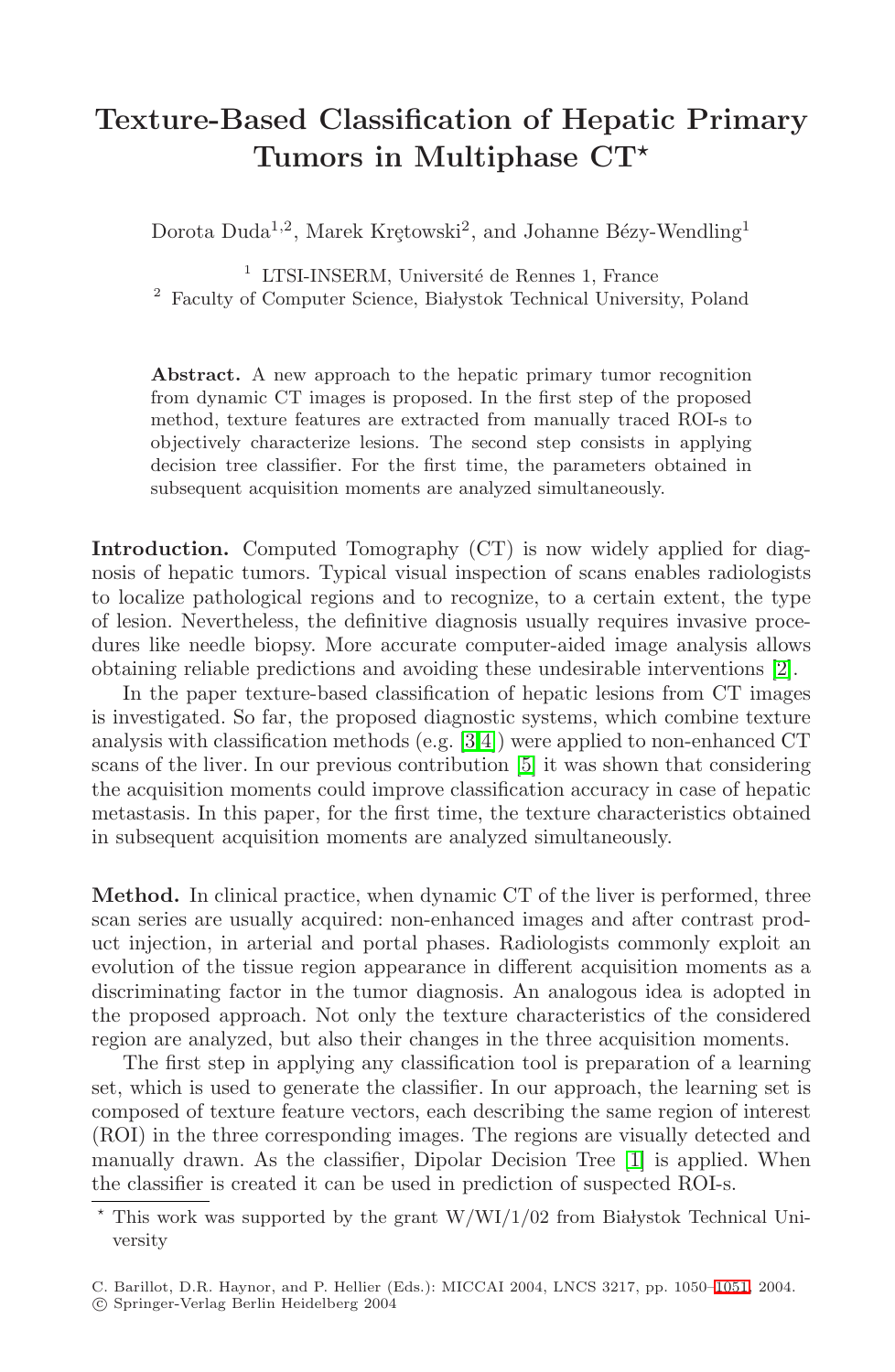# Texture-Based Classification of Hepatic Primary Tumors in Multiphase CT*

Dorota Duda[1,2], Marek Krętowski[2], and Johanne Bézy-Wendling[1]

[1] LTSI-INSERM, Université de Rennes 1, France
[2] Faculty of Computer Science, Białystok Technical University, Poland

**Abstract.** A new approach to the hepatic primary tumor recognition from dynamic CT images is proposed. In the first step of the proposed method, texture features are extracted from manually traced ROI-s to objectively characterize lesions. The second step consists in applying decision tree classifier. For the first time, the parameters obtained in subsequent acquisition moments are analyzed simultaneously.

**Introduction.** Computed Tomography (CT) is now widely applied for diagnosis of hepatic tumors. Typical visual inspection of scans enables radiologists to localize pathological regions and to recognize, to a certain extent, the type of lesion. Nevertheless, the definitive diagnosis usually requires invasive procedures like needle biopsy. More accurate computer-aided image analysis allows obtaining reliable predictions and avoiding these undesirable interventions [2].

In the paper texture-based classification of hepatic lesions from CT images is investigated. So far, the proposed diagnostic systems, which combine texture analysis with classification methods (e.g. [3,4]) were applied to non-enhanced CT scans of the liver. In our previous contribution [5] it was shown that considering the acquisition moments could improve classification accuracy in case of hepatic metastasis. In this paper, for the first time, the texture characteristics obtained in subsequent acquisition moments are analyzed simultaneously.

**Method.** In clinical practice, when dynamic CT of the liver is performed, three scan series are usually acquired: non-enhanced images and after contrast product injection, in arterial and portal phases. Radiologists commonly exploit an evolution of the tissue region appearance in different acquisition moments as a discriminating factor in the tumor diagnosis. An analogous idea is adopted in the proposed approach. Not only the texture characteristics of the considered region are analyzed, but also their changes in the three acquisition moments.

The first step in applying any classification tool is preparation of a learning set, which is used to generate the classifier. In our approach, the learning set is composed of texture feature vectors, each describing the same region of interest (ROI) in the three corresponding images. The regions are visually detected and manually drawn. As the classifier, Dipolar Decision Tree [1] is applied. When the classifier is created it can be used in prediction of suspected ROI-s.

* This work was supported by the grant W/WI/1/02 from Białystok Technical University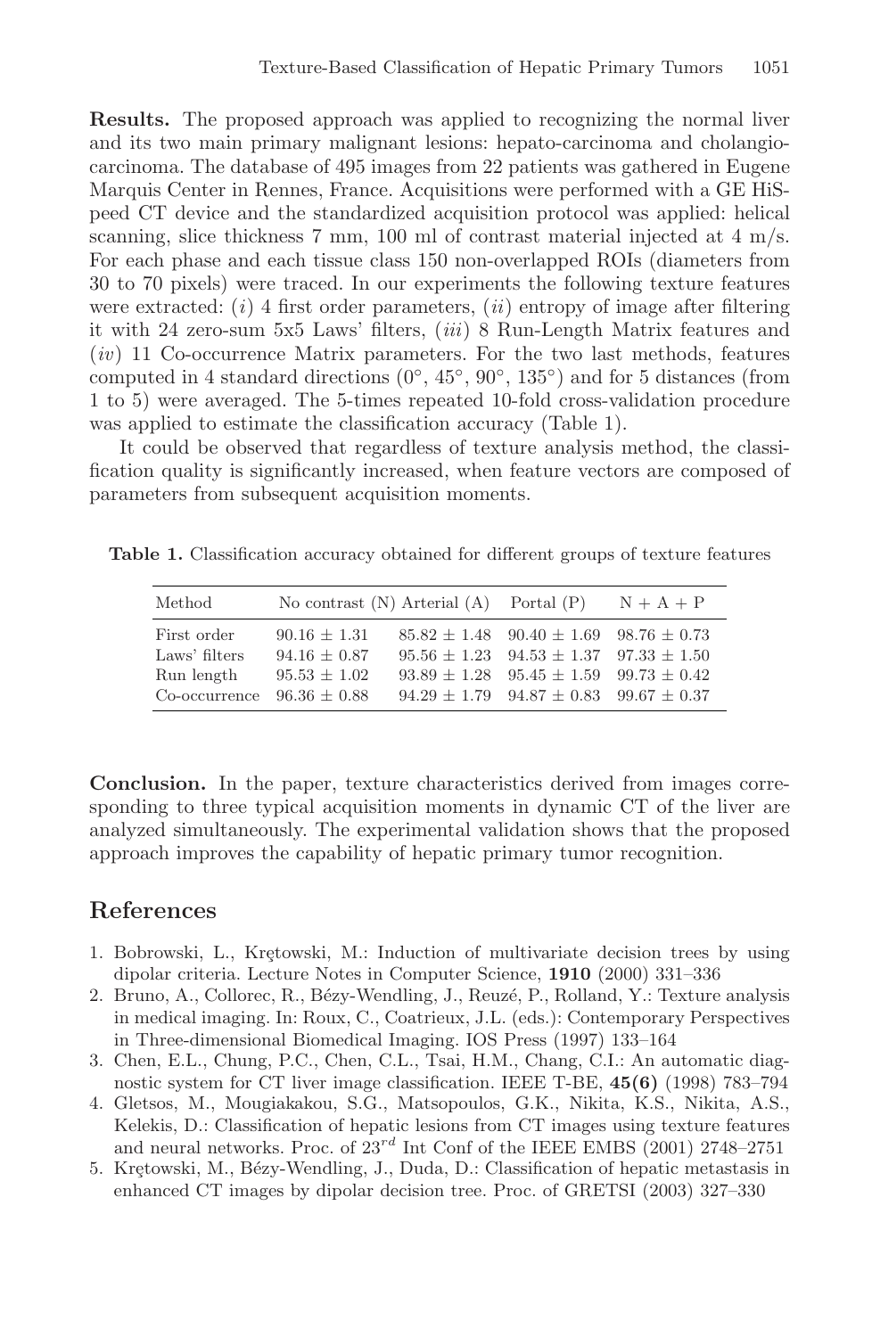**Results.** The proposed approach was applied to recognizing the normal liver and its two main primary malignant lesions: hepato-carcinoma and cholangio-carcinoma. The database of 495 images from 22 patients was gathered in Eugene Marquis Center in Rennes, France. Acquisitions were performed with a GE HiSpeed CT device and the standardized acquisition protocol was applied: helical scanning, slice thickness 7 mm, 100 ml of contrast material injected at 4 m/s. For each phase and each tissue class 150 non-overlapped ROIs (diameters from 30 to 70 pixels) were traced. In our experiments the following texture features were extracted: (*i*) 4 first order parameters, (*ii*) entropy of image after filtering it with 24 zero-sum 5x5 Laws' filters, (*iii*) 8 Run-Length Matrix features and (*iv*) 11 Co-occurrence Matrix parameters. For the two last methods, features computed in 4 standard directions (0°, 45°, 90°, 135°) and for 5 distances (from 1 to 5) were averaged. The 5-times repeated 10-fold cross-validation procedure was applied to estimate the classification accuracy (Table 1).

It could be observed that regardless of texture analysis method, the classification quality is significantly increased, when feature vectors are composed of parameters from subsequent acquisition moments.

**Table 1.** Classification accuracy obtained for different groups of texture features

| Method | No contrast (N) | Arterial (A) | Portal (P) | N + A + P |
|---|---|---|---|---|
| First order | $90.16 \pm 1.31$ | $85.82 \pm 1.48$ | $90.40 \pm 1.69$ | $98.76 \pm 0.73$ |
| Laws' filters | $94.16 \pm 0.87$ | $95.56 \pm 1.23$ | $94.53 \pm 1.37$ | $97.33 \pm 1.50$ |
| Run length | $95.53 \pm 1.02$ | $93.89 \pm 1.28$ | $95.45 \pm 1.59$ | $99.73 \pm 0.42$ |
| Co-occurrence | $96.36 \pm 0.88$ | $94.29 \pm 1.79$ | $94.87 \pm 0.83$ | $99.67 \pm 0.37$ |

**Conclusion.** In the paper, texture characteristics derived from images corresponding to three typical acquisition moments in dynamic CT of the liver are analyzed simultaneously. The experimental validation shows that the proposed approach improves the capability of hepatic primary tumor recognition.

## References

1. Bobrowski, L., Krętowski, M.: Induction of multivariate decision trees by using dipolar criteria. Lecture Notes in Computer Science, **1910** (2000) 331–336
2. Bruno, A., Collorec, R., Bézy-Wendling, J., Reuzé, P., Rolland, Y.: Texture analysis in medical imaging. In: Roux, C., Coatrieux, J.L. (eds.): Contemporary Perspectives in Three-dimensional Biomedical Imaging. IOS Press (1997) 133–164
3. Chen, E.L., Chung, P.C., Chen, C.L., Tsai, H.M., Chang, C.I.: An automatic diagnostic system for CT liver image classification. IEEE T-BE, **45(6)** (1998) 783–794
4. Gletsos, M., Mougiakakou, S.G., Matsopoulos, G.K., Nikita, K.S., Nikita, A.S., Kelekis, D.: Classification of hepatic lesions from CT images using texture features and neural networks. Proc. of $23^{rd}$ Int Conf of the IEEE EMBS (2001) 2748–2751
5. Krętowski, M., Bézy-Wendling, J., Duda, D.: Classification of hepatic metastasis in enhanced CT images by dipolar decision tree. Proc. of GRETSI (2003) 327–330